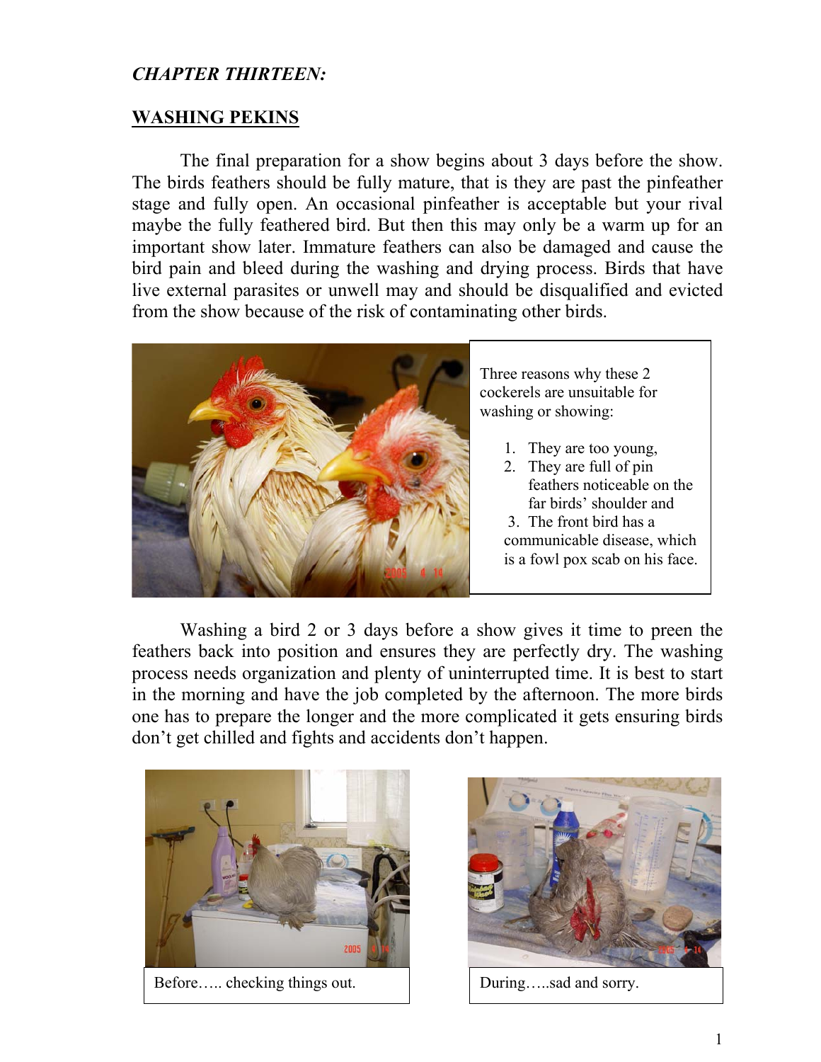*CHAPTER THIRTEEN:*

## WASHING PEKINS

The final preparation for a show begins about 3 days before the show. The birds feathers should be fully mature, that is they are past the pinfeather stage and fully open. An occasional pinfeather is acceptable but your rival maybe the fully feathered bird. But then this may only be a warm up for an important show later. Immature feathers can also be damaged and cause the bird pain and bleed during the washing and drying process. Birds that have live external parasites or unwell may and should be disqualified and evicted from the show because of the risk of contaminating other birds.

Three reasons why these 2 cockerels are unsuitable for washing or showing:

1. They are too young,
2. They are full of pin feathers noticeable on the far birds' shoulder and
3. The front bird has a communicable disease, which is a fowl pox scab on his face.

Washing a bird 2 or 3 days before a show gives it time to preen the feathers back into position and ensures they are perfectly dry. The washing process needs organization and plenty of uninterrupted time. It is best to start in the morning and have the job completed by the afternoon. The more birds one has to prepare the longer and the more complicated it gets ensuring birds don't get chilled and fights and accidents don't happen.

Before….. checking things out.

During…..sad and sorry.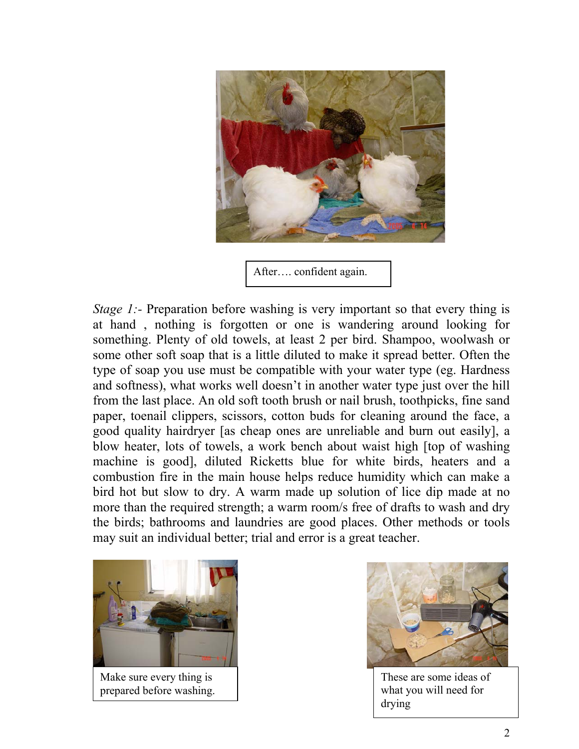After…. confident again.

*Stage 1:-* Preparation before washing is very important so that every thing is at hand , nothing is forgotten or one is wandering around looking for something. Plenty of old towels, at least 2 per bird. Shampoo, woolwash or some other soft soap that is a little diluted to make it spread better. Often the type of soap you use must be compatible with your water type (eg. Hardness and softness), what works well doesn't in another water type just over the hill from the last place. An old soft tooth brush or nail brush, toothpicks, fine sand paper, toenail clippers, scissors, cotton buds for cleaning around the face, a good quality hairdryer [as cheap ones are unreliable and burn out easily], a blow heater, lots of towels, a work bench about waist high [top of washing machine is good], diluted Ricketts blue for white birds, heaters and a combustion fire in the main house helps reduce humidity which can make a bird hot but slow to dry. A warm made up solution of lice dip made at no more than the required strength; a warm room/s free of drafts to wash and dry the birds; bathrooms and laundries are good places. Other methods or tools may suit an individual better; trial and error is a great teacher.

Make sure every thing is prepared before washing.

These are some ideas of what you will need for drying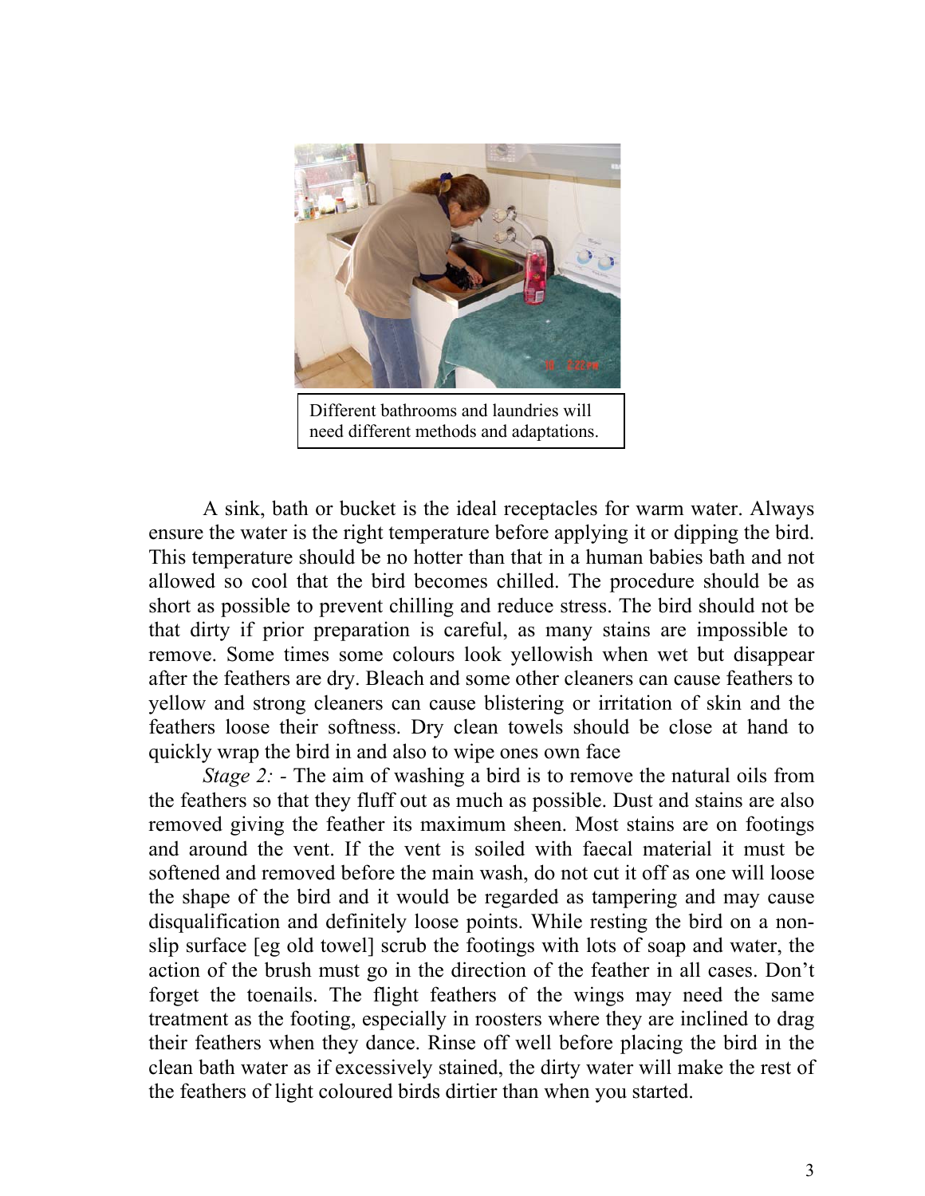Different bathrooms and laundries will need different methods and adaptations.

A sink, bath or bucket is the ideal receptacles for warm water. Always ensure the water is the right temperature before applying it or dipping the bird. This temperature should be no hotter than that in a human babies bath and not allowed so cool that the bird becomes chilled. The procedure should be as short as possible to prevent chilling and reduce stress. The bird should not be that dirty if prior preparation is careful, as many stains are impossible to remove. Some times some colours look yellowish when wet but disappear after the feathers are dry. Bleach and some other cleaners can cause feathers to yellow and strong cleaners can cause blistering or irritation of skin and the feathers loose their softness. Dry clean towels should be close at hand to quickly wrap the bird in and also to wipe ones own face

*Stage 2:* - The aim of washing a bird is to remove the natural oils from the feathers so that they fluff out as much as possible. Dust and stains are also removed giving the feather its maximum sheen. Most stains are on footings and around the vent. If the vent is soiled with faecal material it must be softened and removed before the main wash, do not cut it off as one will loose the shape of the bird and it would be regarded as tampering and may cause disqualification and definitely loose points. While resting the bird on a non-slip surface [eg old towel] scrub the footings with lots of soap and water, the action of the brush must go in the direction of the feather in all cases. Don't forget the toenails. The flight feathers of the wings may need the same treatment as the footing, especially in roosters where they are inclined to drag their feathers when they dance. Rinse off well before placing the bird in the clean bath water as if excessively stained, the dirty water will make the rest of the feathers of light coloured birds dirtier than when you started.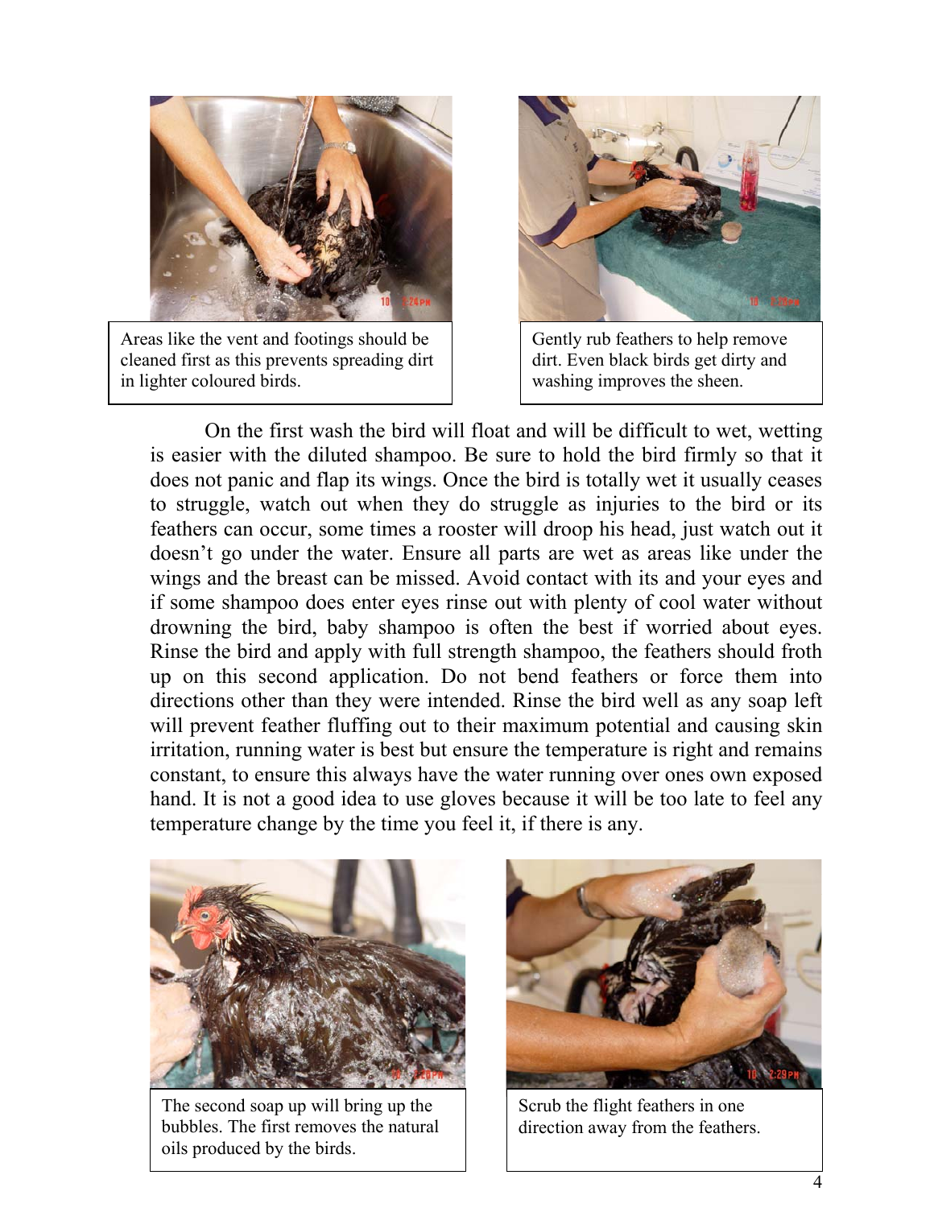Areas like the vent and footings should be cleaned first as this prevents spreading dirt in lighter coloured birds.

Gently rub feathers to help remove dirt. Even black birds get dirty and washing improves the sheen.

On the first wash the bird will float and will be difficult to wet, wetting is easier with the diluted shampoo. Be sure to hold the bird firmly so that it does not panic and flap its wings. Once the bird is totally wet it usually ceases to struggle, watch out when they do struggle as injuries to the bird or its feathers can occur, some times a rooster will droop his head, just watch out it doesn't go under the water. Ensure all parts are wet as areas like under the wings and the breast can be missed. Avoid contact with its and your eyes and if some shampoo does enter eyes rinse out with plenty of cool water without drowning the bird, baby shampoo is often the best if worried about eyes. Rinse the bird and apply with full strength shampoo, the feathers should froth up on this second application. Do not bend feathers or force them into directions other than they were intended. Rinse the bird well as any soap left will prevent feather fluffing out to their maximum potential and causing skin irritation, running water is best but ensure the temperature is right and remains constant, to ensure this always have the water running over ones own exposed hand. It is not a good idea to use gloves because it will be too late to feel any temperature change by the time you feel it, if there is any.

The second soap up will bring up the bubbles. The first removes the natural oils produced by the birds.

Scrub the flight feathers in one direction away from the feathers.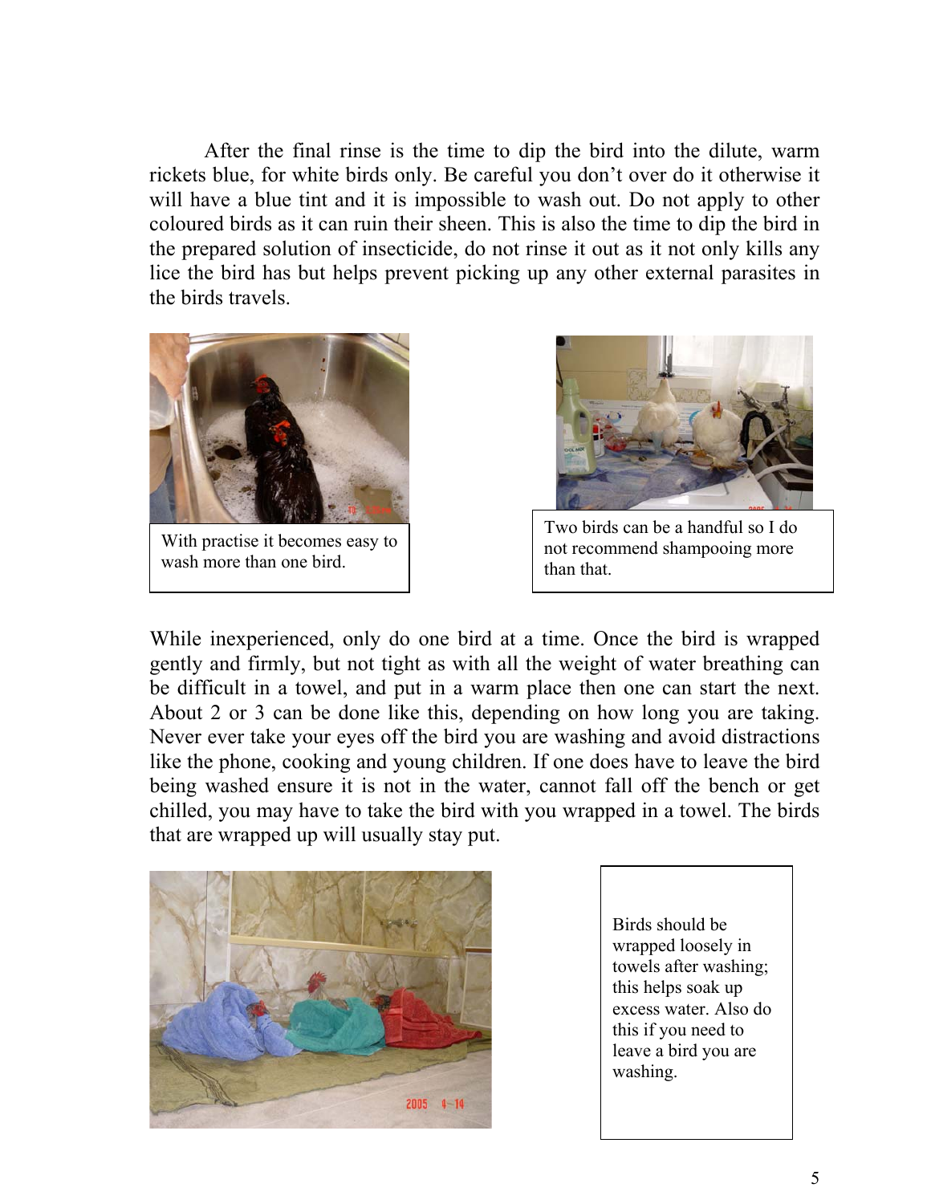After the final rinse is the time to dip the bird into the dilute, warm rickets blue, for white birds only. Be careful you don't over do it otherwise it will have a blue tint and it is impossible to wash out. Do not apply to other coloured birds as it can ruin their sheen. This is also the time to dip the bird in the prepared solution of insecticide, do not rinse it out as it not only kills any lice the bird has but helps prevent picking up any other external parasites in the birds travels.

With practise it becomes easy to wash more than one bird.

Two birds can be a handful so I do not recommend shampooing more than that.

While inexperienced, only do one bird at a time. Once the bird is wrapped gently and firmly, but not tight as with all the weight of water breathing can be difficult in a towel, and put in a warm place then one can start the next. About 2 or 3 can be done like this, depending on how long you are taking. Never ever take your eyes off the bird you are washing and avoid distractions like the phone, cooking and young children. If one does have to leave the bird being washed ensure it is not in the water, cannot fall off the bench or get chilled, you may have to take the bird with you wrapped in a towel. The birds that are wrapped up will usually stay put.

Birds should be wrapped loosely in towels after washing; this helps soak up excess water. Also do this if you need to leave a bird you are washing.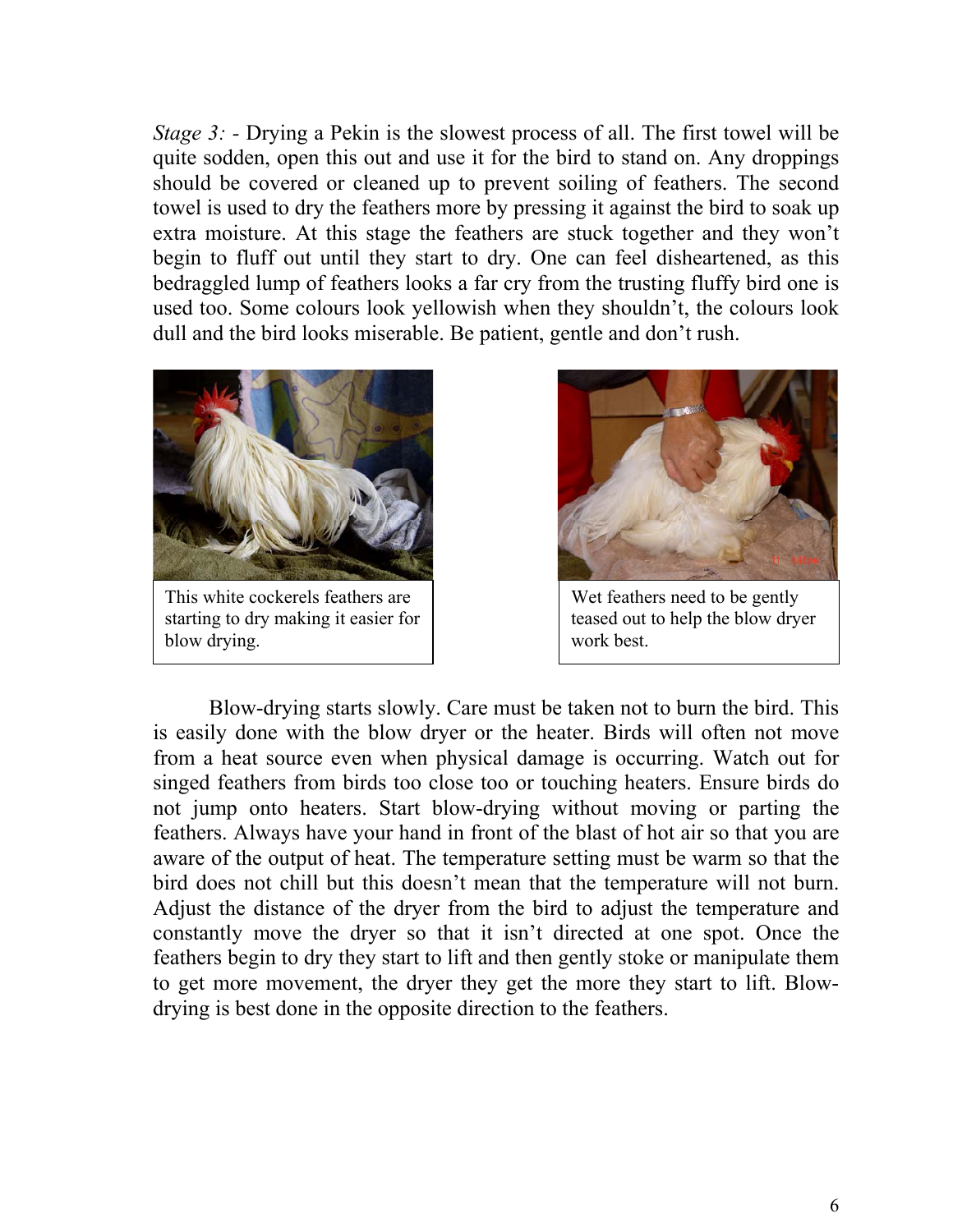*Stage 3:* - Drying a Pekin is the slowest process of all. The first towel will be quite sodden, open this out and use it for the bird to stand on. Any droppings should be covered or cleaned up to prevent soiling of feathers. The second towel is used to dry the feathers more by pressing it against the bird to soak up extra moisture. At this stage the feathers are stuck together and they won't begin to fluff out until they start to dry. One can feel disheartened, as this bedraggled lump of feathers looks a far cry from the trusting fluffy bird one is used too. Some colours look yellowish when they shouldn't, the colours look dull and the bird looks miserable. Be patient, gentle and don't rush.

This white cockerels feathers are starting to dry making it easier for blow drying.

Wet feathers need to be gently teased out to help the blow dryer work best.

Blow-drying starts slowly. Care must be taken not to burn the bird. This is easily done with the blow dryer or the heater. Birds will often not move from a heat source even when physical damage is occurring. Watch out for singed feathers from birds too close too or touching heaters. Ensure birds do not jump onto heaters. Start blow-drying without moving or parting the feathers. Always have your hand in front of the blast of hot air so that you are aware of the output of heat. The temperature setting must be warm so that the bird does not chill but this doesn't mean that the temperature will not burn. Adjust the distance of the dryer from the bird to adjust the temperature and constantly move the dryer so that it isn't directed at one spot. Once the feathers begin to dry they start to lift and then gently stoke or manipulate them to get more movement, the dryer they get the more they start to lift. Blow-drying is best done in the opposite direction to the feathers.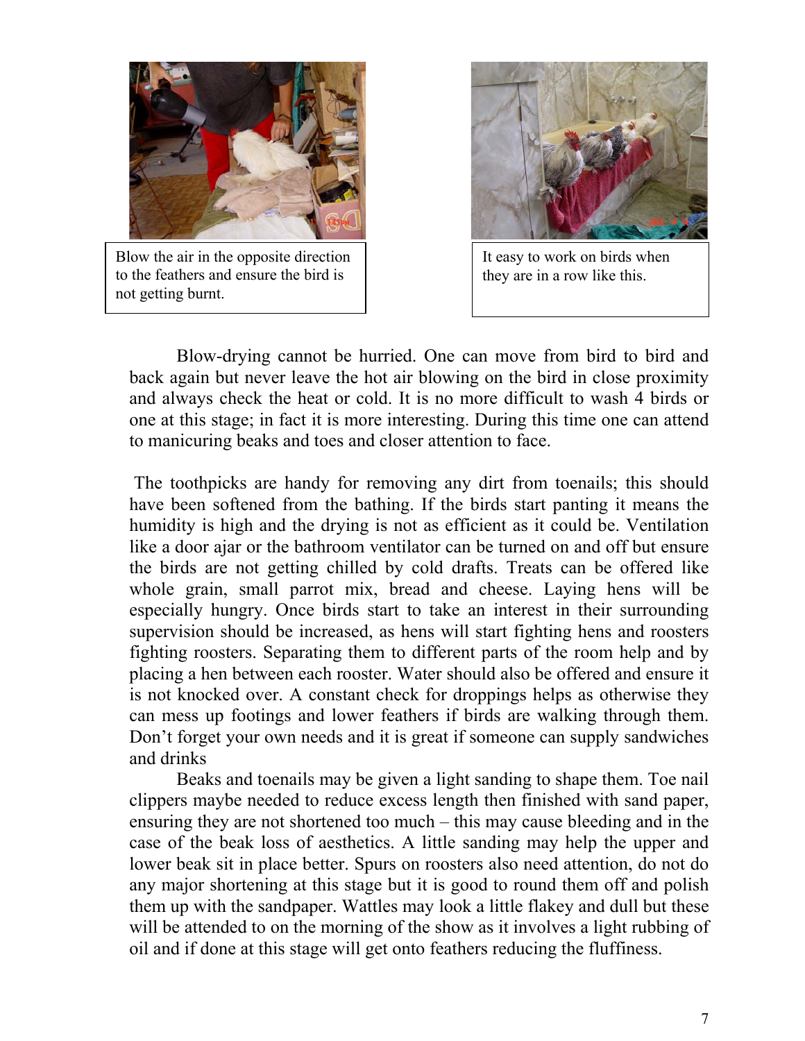Blow the air in the opposite direction to the feathers and ensure the bird is not getting burnt.

It easy to work on birds when they are in a row like this.

Blow-drying cannot be hurried. One can move from bird to bird and back again but never leave the hot air blowing on the bird in close proximity and always check the heat or cold. It is no more difficult to wash 4 birds or one at this stage; in fact it is more interesting. During this time one can attend to manicuring beaks and toes and closer attention to face.

The toothpicks are handy for removing any dirt from toenails; this should have been softened from the bathing. If the birds start panting it means the humidity is high and the drying is not as efficient as it could be. Ventilation like a door ajar or the bathroom ventilator can be turned on and off but ensure the birds are not getting chilled by cold drafts. Treats can be offered like whole grain, small parrot mix, bread and cheese. Laying hens will be especially hungry. Once birds start to take an interest in their surrounding supervision should be increased, as hens will start fighting hens and roosters fighting roosters. Separating them to different parts of the room help and by placing a hen between each rooster. Water should also be offered and ensure it is not knocked over. A constant check for droppings helps as otherwise they can mess up footings and lower feathers if birds are walking through them. Don't forget your own needs and it is great if someone can supply sandwiches and drinks

Beaks and toenails may be given a light sanding to shape them. Toe nail clippers maybe needed to reduce excess length then finished with sand paper, ensuring they are not shortened too much – this may cause bleeding and in the case of the beak loss of aesthetics. A little sanding may help the upper and lower beak sit in place better. Spurs on roosters also need attention, do not do any major shortening at this stage but it is good to round them off and polish them up with the sandpaper. Wattles may look a little flakey and dull but these will be attended to on the morning of the show as it involves a light rubbing of oil and if done at this stage will get onto feathers reducing the fluffiness.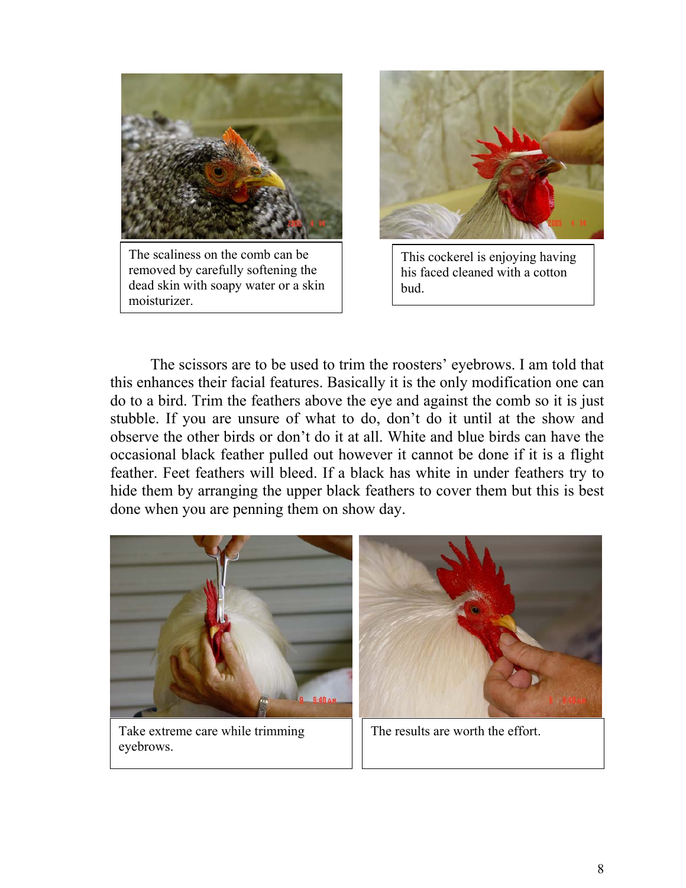The scaliness on the comb can be removed by carefully softening the dead skin with soapy water or a skin moisturizer.

This cockerel is enjoying having his faced cleaned with a cotton bud.

The scissors are to be used to trim the roosters' eyebrows. I am told that this enhances their facial features. Basically it is the only modification one can do to a bird. Trim the feathers above the eye and against the comb so it is just stubble. If you are unsure of what to do, don't do it until at the show and observe the other birds or don't do it at all. White and blue birds can have the occasional black feather pulled out however it cannot be done if it is a flight feather. Feet feathers will bleed. If a black has white in under feathers try to hide them by arranging the upper black feathers to cover them but this is best done when you are penning them on show day.

Take extreme care while trimming eyebrows.

The results are worth the effort.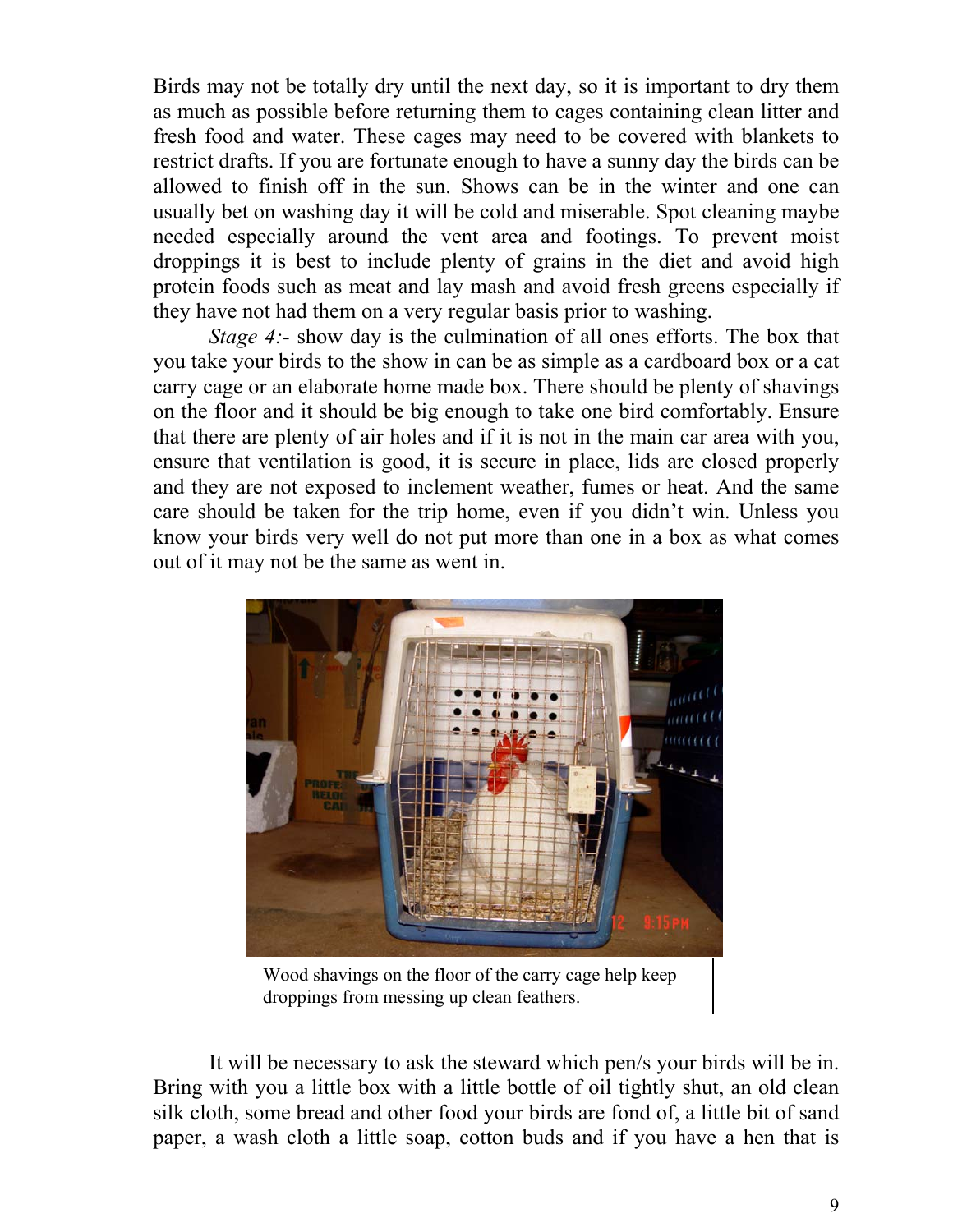Birds may not be totally dry until the next day, so it is important to dry them as much as possible before returning them to cages containing clean litter and fresh food and water. These cages may need to be covered with blankets to restrict drafts. If you are fortunate enough to have a sunny day the birds can be allowed to finish off in the sun. Shows can be in the winter and one can usually bet on washing day it will be cold and miserable. Spot cleaning maybe needed especially around the vent area and footings. To prevent moist droppings it is best to include plenty of grains in the diet and avoid high protein foods such as meat and lay mash and avoid fresh greens especially if they have not had them on a very regular basis prior to washing.

*Stage 4:*- show day is the culmination of all ones efforts. The box that you take your birds to the show in can be as simple as a cardboard box or a cat carry cage or an elaborate home made box. There should be plenty of shavings on the floor and it should be big enough to take one bird comfortably. Ensure that there are plenty of air holes and if it is not in the main car area with you, ensure that ventilation is good, it is secure in place, lids are closed properly and they are not exposed to inclement weather, fumes or heat. And the same care should be taken for the trip home, even if you didn't win. Unless you know your birds very well do not put more than one in a box as what comes out of it may not be the same as went in.

Wood shavings on the floor of the carry cage help keep droppings from messing up clean feathers.

It will be necessary to ask the steward which pen/s your birds will be in. Bring with you a little box with a little bottle of oil tightly shut, an old clean silk cloth, some bread and other food your birds are fond of, a little bit of sand paper, a wash cloth a little soap, cotton buds and if you have a hen that is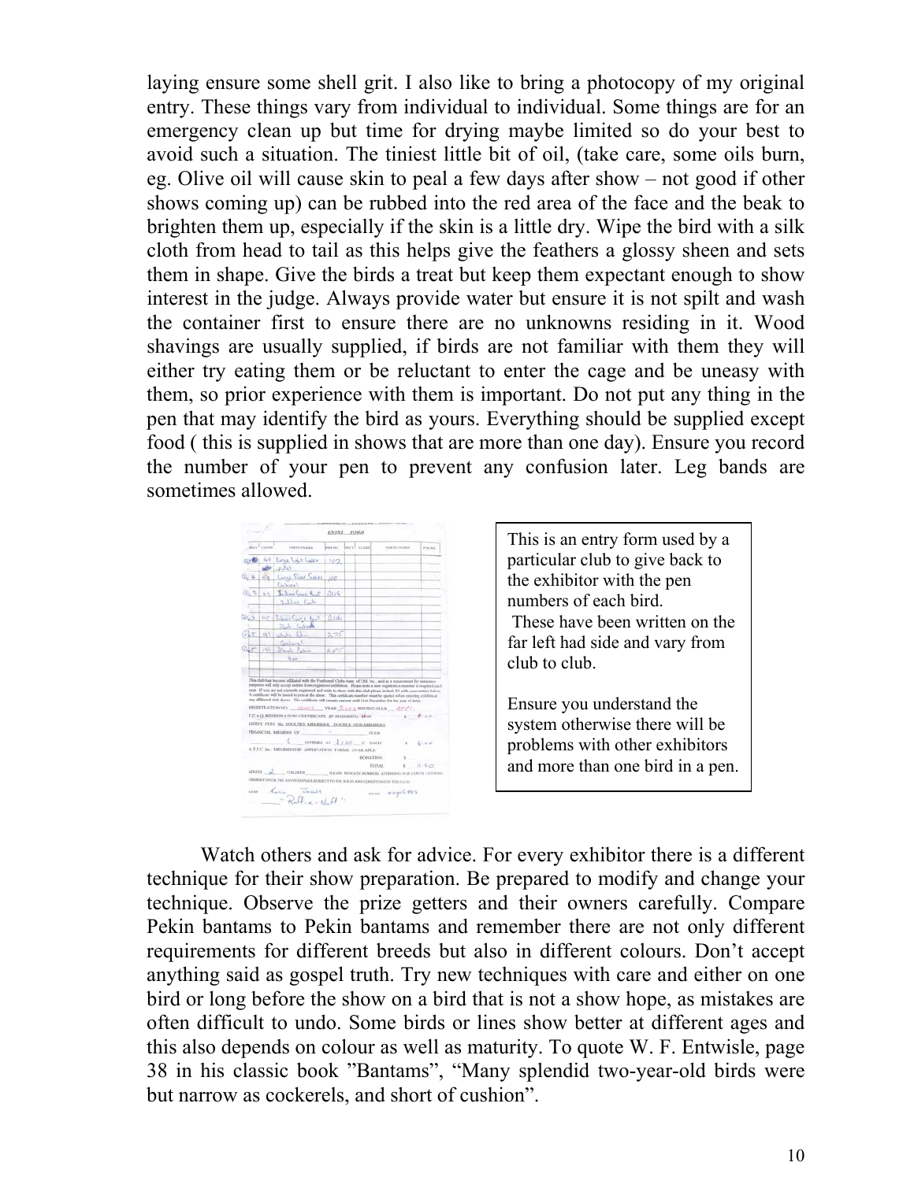laying ensure some shell grit. I also like to bring a photocopy of my original entry. These things vary from individual to individual. Some things are for an emergency clean up but time for drying maybe limited so do your best to avoid such a situation. The tiniest little bit of oil, (take care, some oils burn, eg. Olive oil will cause skin to peal a few days after show – not good if other shows coming up) can be rubbed into the red area of the face and the beak to brighten them up, especially if the skin is a little dry. Wipe the bird with a silk cloth from head to tail as this helps give the feathers a glossy sheen and sets them in shape. Give the birds a treat but keep them expectant enough to show interest in the judge. Always provide water but ensure it is not spilt and wash the container first to ensure there are no unknowns residing in it. Wood shavings are usually supplied, if birds are not familiar with them they will either try eating them or be reluctant to enter the cage and be uneasy with them, so prior experience with them is important. Do not put any thing in the pen that may identify the bird as yours. Everything should be supplied except food ( this is supplied in shows that are more than one day). Ensure you record the number of your pen to prevent any confusion later. Leg bands are sometimes allowed.

This is an entry form used by a particular club to give back to the exhibitor with the pen numbers of each bird. These have been written on the far left had side and vary from club to club.

Ensure you understand the system otherwise there will be problems with other exhibitors and more than one bird in a pen.

Watch others and ask for advice. For every exhibitor there is a different technique for their show preparation. Be prepared to modify and change your technique. Observe the prize getters and their owners carefully. Compare Pekin bantams to Pekin bantams and remember there are not only different requirements for different breeds but also in different colours. Don't accept anything said as gospel truth. Try new techniques with care and either on one bird or long before the show on a bird that is not a show hope, as mistakes are often difficult to undo. Some birds or lines show better at different ages and this also depends on colour as well as maturity. To quote W. F. Entwisle, page 38 in his classic book "Bantams", "Many splendid two-year-old birds were but narrow as cockerels, and short of cushion".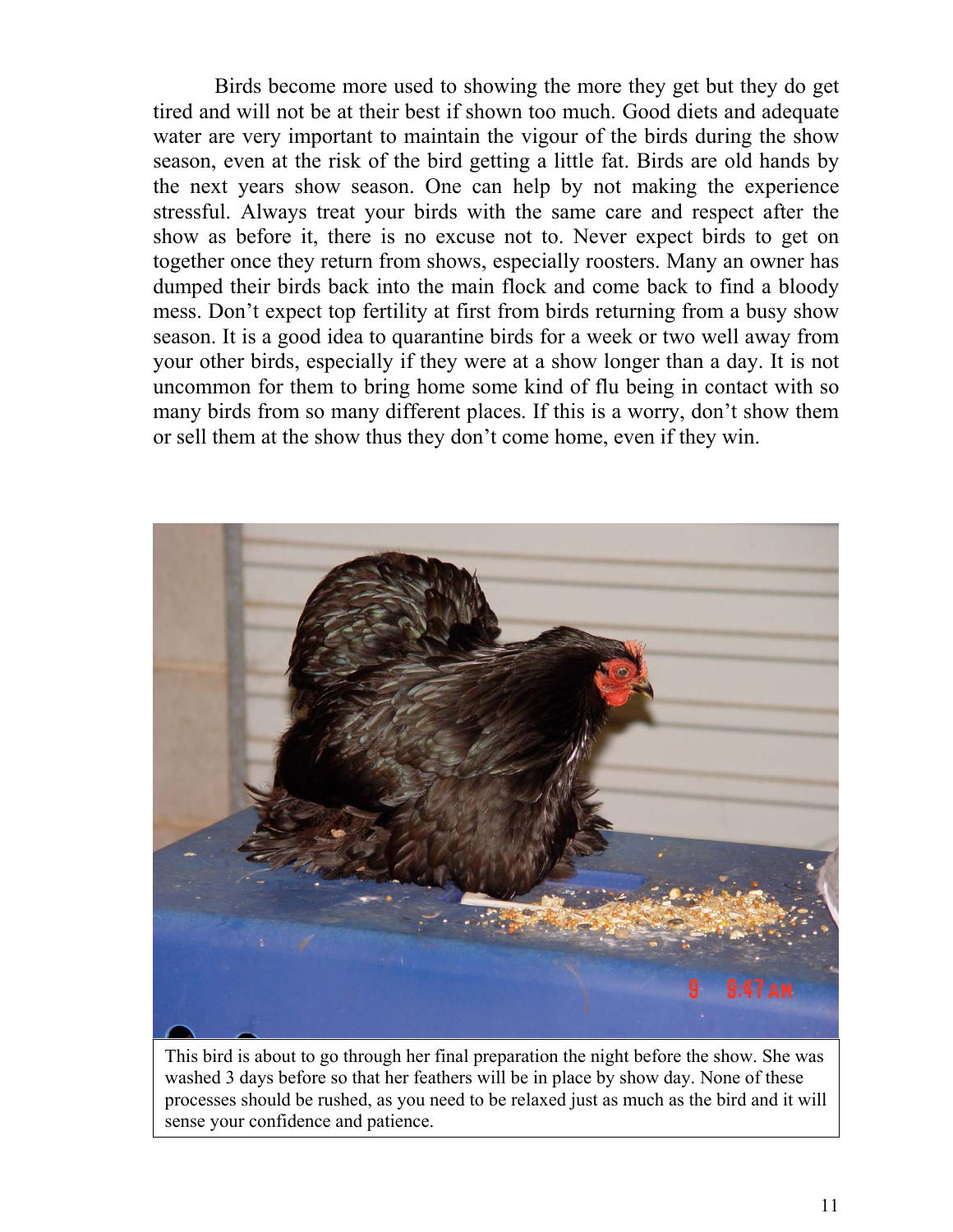Birds become more used to showing the more they get but they do get tired and will not be at their best if shown too much. Good diets and adequate water are very important to maintain the vigour of the birds during the show season, even at the risk of the bird getting a little fat. Birds are old hands by the next years show season. One can help by not making the experience stressful. Always treat your birds with the same care and respect after the show as before it, there is no excuse not to. Never expect birds to get on together once they return from shows, especially roosters. Many an owner has dumped their birds back into the main flock and come back to find a bloody mess. Don't expect top fertility at first from birds returning from a busy show season. It is a good idea to quarantine birds for a week or two well away from your other birds, especially if they were at a show longer than a day. It is not uncommon for them to bring home some kind of flu being in contact with so many birds from so many different places. If this is a worry, don't show them or sell them at the show thus they don't come home, even if they win.

This bird is about to go through her final preparation the night before the show. She was washed 3 days before so that her feathers will be in place by show day. None of these processes should be rushed, as you need to be relaxed just as much as the bird and it will sense your confidence and patience.